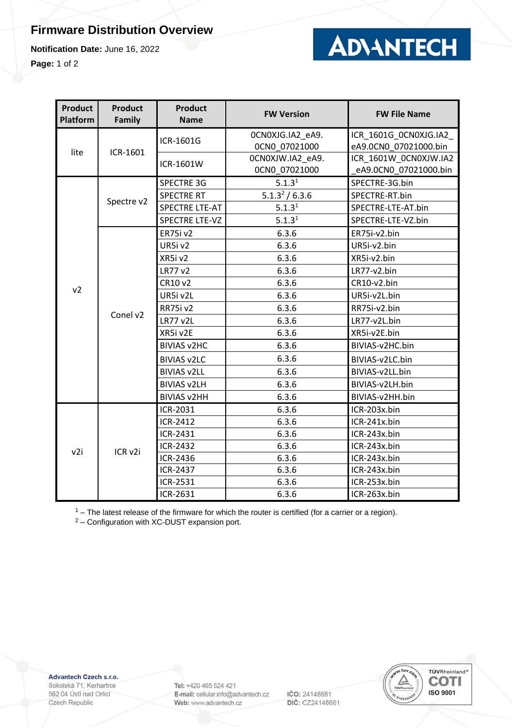# Firmware Distribution Overview

**Notification Date:** June 16, 2022

| Product Platform | Product Family | Product Name | FW Version | FW File Name |
|---|---|---|---|---|
| lite | ICR-1601 | ICR-1601G | 0CN0XJG.IA2_eA9.0CN0_07021000 | ICR_1601G_0CN0XJG.IA2_eA9.0CN0_07021000.bin |
| | | ICR-1601W | 0CN0XJW.IA2_eA9.0CN0_07021000 | ICR_1601W_0CN0XJW.IA2_eA9.0CN0_07021000.bin |
| v2 | Spectre v2 | SPECTRE 3G | 5.1.3[1] | SPECTRE-3G.bin |
| | | SPECTRE RT | 5.1.3[2] / 6.3.6 | SPECTRE-RT.bin |
| | | SPECTRE LTE-AT | 5.1.3[1] | SPECTRE-LTE-AT.bin |
| | | SPECTRE LTE-VZ | 5.1.3[1] | SPECTRE-LTE-VZ.bin |
| | Conel v2 | ER75i v2 | 6.3.6 | ER75i-v2.bin |
| | | UR5i v2 | 6.3.6 | UR5i-v2.bin |
| | | XR5i v2 | 6.3.6 | XR5i-v2.bin |
| | | LR77 v2 | 6.3.6 | LR77-v2.bin |
| | | CR10 v2 | 6.3.6 | CR10-v2.bin |
| | | UR5i v2L | 6.3.6 | UR5i-v2L.bin |
| | | RR75i v2 | 6.3.6 | RR75i-v2.bin |
| | | LR77 v2L | 6.3.6 | LR77-v2L.bin |
| | | XR5i v2E | 6.3.6 | XR5i-v2E.bin |
| | | BIVIAS v2HC | 6.3.6 | BIVIAS-v2HC.bin |
| | | BIVIAS v2LC | 6.3.6 | BIVIAS-v2LC.bin |
| | | BIVIAS v2LL | 6.3.6 | BIVIAS-v2LL.bin |
| | | BIVIAS v2LH | 6.3.6 | BIVIAS-v2LH.bin |
| | | BIVIAS v2HH | 6.3.6 | BIVIAS-v2HH.bin |
| v2i | ICR v2i | ICR-2031 | 6.3.6 | ICR-203x.bin |
| | | ICR-2412 | 6.3.6 | ICR-241x.bin |
| | | ICR-2431 | 6.3.6 | ICR-243x.bin |
| | | ICR-2432 | 6.3.6 | ICR-243x.bin |
| | | ICR-2436 | 6.3.6 | ICR-243x.bin |
| | | ICR-2437 | 6.3.6 | ICR-243x.bin |
| | | ICR-2531 | 6.3.6 | ICR-253x.bin |
| | | ICR-2631 | 6.3.6 | ICR-263x.bin |

[1] – The latest release of the firmware for which the router is certified (for a carrier or a region).

[2] – Configuration with XC-DUST expansion port.

**Advantech Czech s.r.o.**
Sokolská 71, Kerhartice
562 04 Ústí nad Orlicí
Czech Republic

**Tel:** +420 465 524 421
**E-mail:** cellular.info@advantech.cz
**Web:** www.advantech.cz

**IČO:** 24148661
**DIČ:** CZ24148661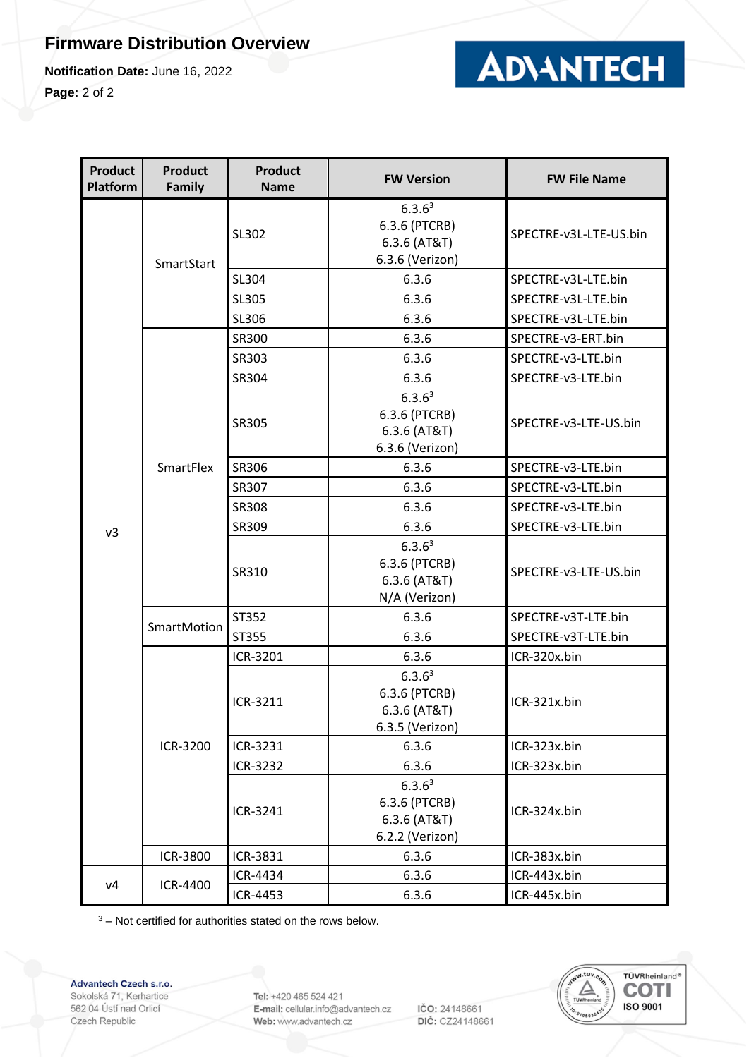| Product Platform | Product Family | Product Name | FW Version | FW File Name |
|---|---|---|---|---|
| v3 | SmartStart | SL302 | 6.3.6[3]<br>6.3.6 (PTCRB)<br>6.3.6 (AT&T)<br>6.3.6 (Verizon) | SPECTRE-v3L-LTE-US.bin |
| | | SL304 | 6.3.6 | SPECTRE-v3L-LTE.bin |
| | | SL305 | 6.3.6 | SPECTRE-v3L-LTE.bin |
| | | SL306 | 6.3.6 | SPECTRE-v3L-LTE.bin |
| | SmartFlex | SR300 | 6.3.6 | SPECTRE-v3-ERT.bin |
| | | SR303 | 6.3.6 | SPECTRE-v3-LTE.bin |
| | | SR304 | 6.3.6 | SPECTRE-v3-LTE.bin |
| | | SR305 | 6.3.6[3]<br>6.3.6 (PTCRB)<br>6.3.6 (AT&T)<br>6.3.6 (Verizon) | SPECTRE-v3-LTE-US.bin |
| | | SR306 | 6.3.6 | SPECTRE-v3-LTE.bin |
| | | SR307 | 6.3.6 | SPECTRE-v3-LTE.bin |
| | | SR308 | 6.3.6 | SPECTRE-v3-LTE.bin |
| | | SR309 | 6.3.6 | SPECTRE-v3-LTE.bin |
| | | SR310 | 6.3.6[3]<br>6.3.6 (PTCRB)<br>6.3.6 (AT&T)<br>N/A (Verizon) | SPECTRE-v3-LTE-US.bin |
| | SmartMotion | ST352 | 6.3.6 | SPECTRE-v3T-LTE.bin |
| | | ST355 | 6.3.6 | SPECTRE-v3T-LTE.bin |
| | ICR-3200 | ICR-3201 | 6.3.6 | ICR-320x.bin |
| | | ICR-3211 | 6.3.6[3]<br>6.3.6 (PTCRB)<br>6.3.6 (AT&T)<br>6.3.5 (Verizon) | ICR-321x.bin |
| | | ICR-3231 | 6.3.6 | ICR-323x.bin |
| | | ICR-3232 | 6.3.6 | ICR-323x.bin |
| | | ICR-3241 | 6.3.6[3]<br>6.3.6 (PTCRB)<br>6.3.6 (AT&T)<br>6.2.2 (Verizon) | ICR-324x.bin |
| | ICR-3800 | ICR-3831 | 6.3.6 | ICR-383x.bin |
| v4 | ICR-4400 | ICR-4434 | 6.3.6 | ICR-443x.bin |
| | | ICR-4453 | 6.3.6 | ICR-445x.bin |

[3] – Not certified for authorities stated on the rows below.

**Advantech Czech s.r.o.**
Sokolská 71, Kerhartice
562 04 Ústí nad Orlicí
Czech Republic

**Tel:** +420 465 524 421
**E-mail:** cellular.info@advantech.cz
**Web:** www.advantech.cz

**IČO:** 24148661
**DIČ:** CZ24148661